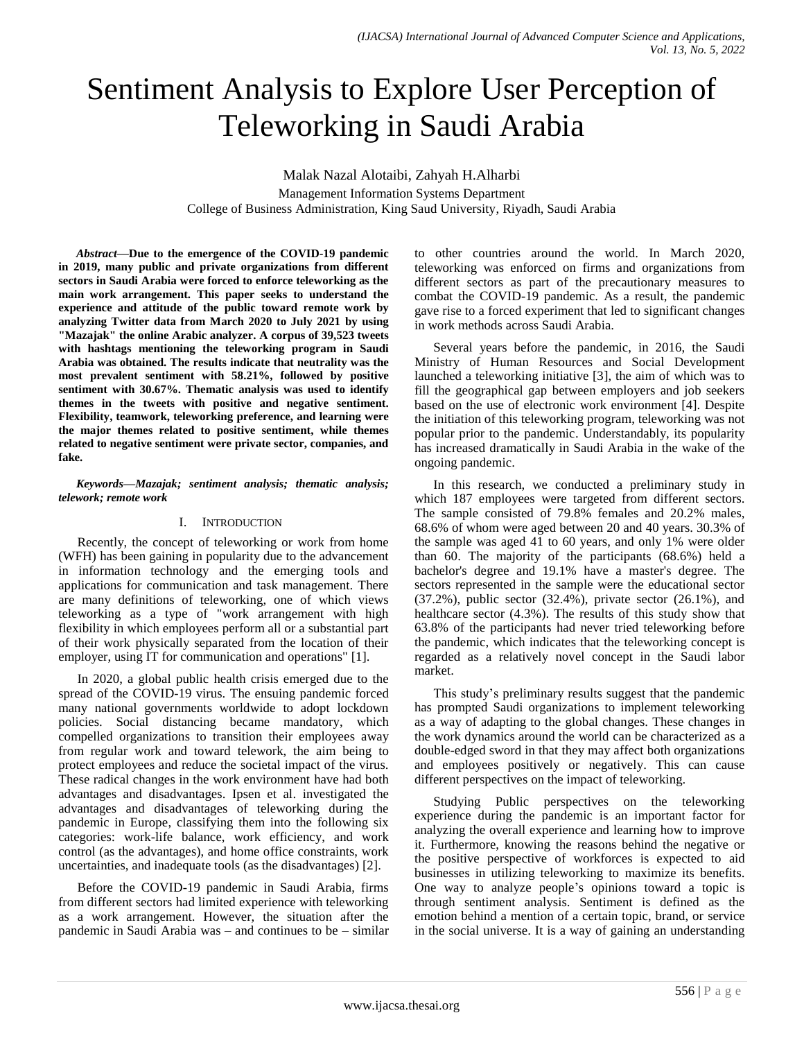# Sentiment Analysis to Explore User Perception of Teleworking in Saudi Arabia

Malak Nazal Alotaibi, Zahyah H.Alharbi

Management Information Systems Department
College of Business Administration, King Saud University, Riyadh, Saudi Arabia

***Abstract*—Due to the emergence of the COVID-19 pandemic in 2019, many public and private organizations from different sectors in Saudi Arabia were forced to enforce teleworking as the main work arrangement. This paper seeks to understand the experience and attitude of the public toward remote work by analyzing Twitter data from March 2020 to July 2021 by using "Mazajak" the online Arabic analyzer. A corpus of 39,523 tweets with hashtags mentioning the teleworking program in Saudi Arabia was obtained. The results indicate that neutrality was the most prevalent sentiment with 58.21%, followed by positive sentiment with 30.67%. Thematic analysis was used to identify themes in the tweets with positive and negative sentiment. Flexibility, teamwork, teleworking preference, and learning were the major themes related to positive sentiment, while themes related to negative sentiment were private sector, companies, and fake.**

***Keywords*—*Mazajak; sentiment analysis; thematic analysis; telework; remote work***

## I. Introduction

Recently, the concept of teleworking or work from home (WFH) has been gaining in popularity due to the advancement in information technology and the emerging tools and applications for communication and task management. There are many definitions of teleworking, one of which views teleworking as a type of "work arrangement with high flexibility in which employees perform all or a substantial part of their work physically separated from the location of their employer, using IT for communication and operations" [1].

In 2020, a global public health crisis emerged due to the spread of the COVID-19 virus. The ensuing pandemic forced many national governments worldwide to adopt lockdown policies. Social distancing became mandatory, which compelled organizations to transition their employees away from regular work and toward telework, the aim being to protect employees and reduce the societal impact of the virus. These radical changes in the work environment have had both advantages and disadvantages. Ipsen et al. investigated the advantages and disadvantages of teleworking during the pandemic in Europe, classifying them into the following six categories: work-life balance, work efficiency, and work control (as the advantages), and home office constraints, work uncertainties, and inadequate tools (as the disadvantages) [2].

Before the COVID-19 pandemic in Saudi Arabia, firms from different sectors had limited experience with teleworking as a work arrangement. However, the situation after the pandemic in Saudi Arabia was – and continues to be – similar to other countries around the world. In March 2020, teleworking was enforced on firms and organizations from different sectors as part of the precautionary measures to combat the COVID-19 pandemic. As a result, the pandemic gave rise to a forced experiment that led to significant changes in work methods across Saudi Arabia.

Several years before the pandemic, in 2016, the Saudi Ministry of Human Resources and Social Development launched a teleworking initiative [3], the aim of which was to fill the geographical gap between employers and job seekers based on the use of electronic work environment [4]. Despite the initiation of this teleworking program, teleworking was not popular prior to the pandemic. Understandably, its popularity has increased dramatically in Saudi Arabia in the wake of the ongoing pandemic.

In this research, we conducted a preliminary study in which 187 employees were targeted from different sectors. The sample consisted of 79.8% females and 20.2% males, 68.6% of whom were aged between 20 and 40 years. 30.3% of the sample was aged 41 to 60 years, and only 1% were older than 60. The majority of the participants (68.6%) held a bachelor's degree and 19.1% have a master's degree. The sectors represented in the sample were the educational sector (37.2%), public sector (32.4%), private sector (26.1%), and healthcare sector (4.3%). The results of this study show that 63.8% of the participants had never tried teleworking before the pandemic, which indicates that the teleworking concept is regarded as a relatively novel concept in the Saudi labor market.

This study's preliminary results suggest that the pandemic has prompted Saudi organizations to implement teleworking as a way of adapting to the global changes. These changes in the work dynamics around the world can be characterized as a double-edged sword in that they may affect both organizations and employees positively or negatively. This can cause different perspectives on the impact of teleworking.

Studying Public perspectives on the teleworking experience during the pandemic is an important factor for analyzing the overall experience and learning how to improve it. Furthermore, knowing the reasons behind the negative or the positive perspective of workforces is expected to aid businesses in utilizing teleworking to maximize its benefits. One way to analyze people's opinions toward a topic is through sentiment analysis. Sentiment is defined as the emotion behind a mention of a certain topic, brand, or service in the social universe. It is a way of gaining an understanding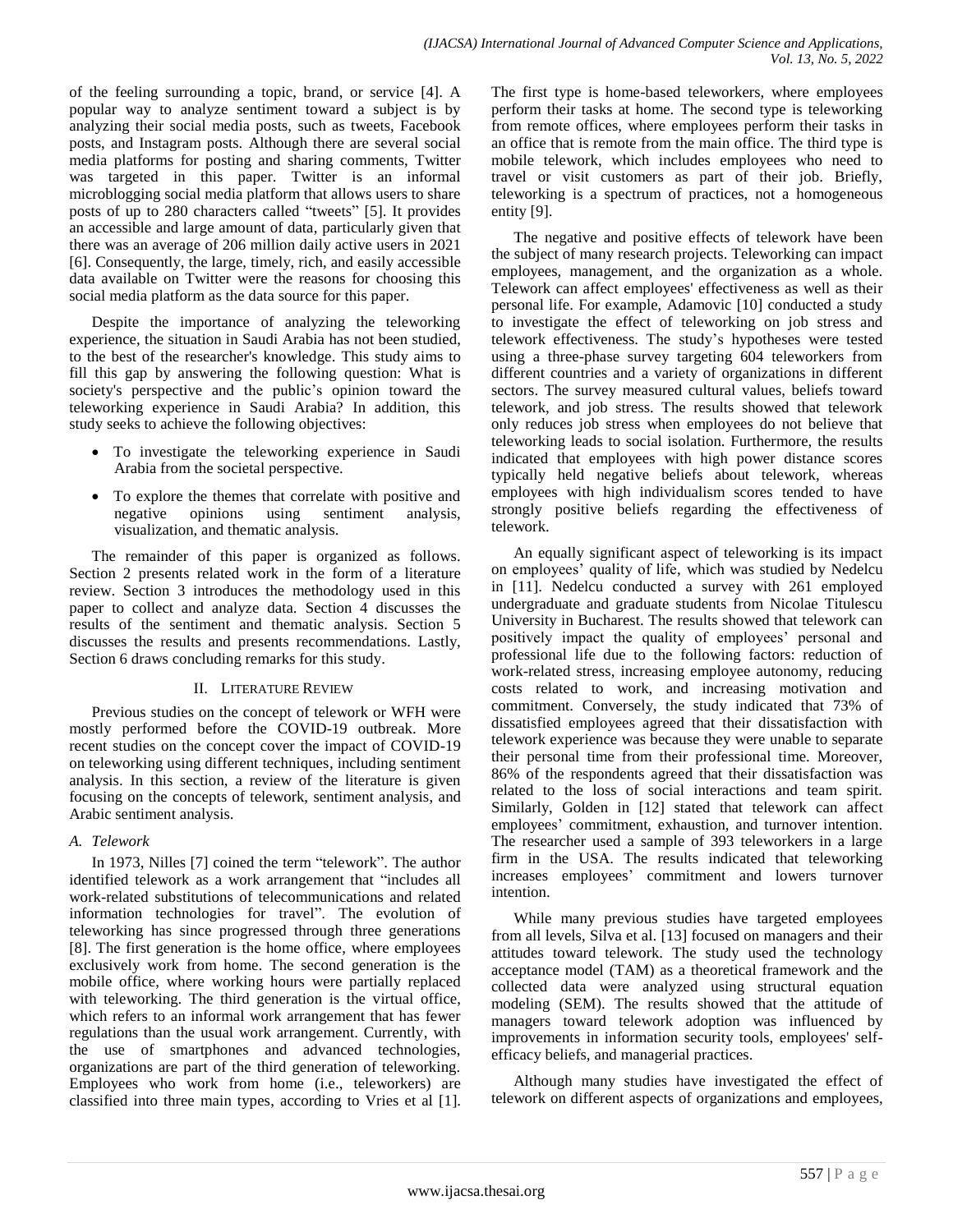of the feeling surrounding a topic, brand, or service [4]. A popular way to analyze sentiment toward a subject is by analyzing their social media posts, such as tweets, Facebook posts, and Instagram posts. Although there are several social media platforms for posting and sharing comments, Twitter was targeted in this paper. Twitter is an informal microblogging social media platform that allows users to share posts of up to 280 characters called "tweets" [5]. It provides an accessible and large amount of data, particularly given that there was an average of 206 million daily active users in 2021 [6]. Consequently, the large, timely, rich, and easily accessible data available on Twitter were the reasons for choosing this social media platform as the data source for this paper.

Despite the importance of analyzing the teleworking experience, the situation in Saudi Arabia has not been studied, to the best of the researcher's knowledge. This study aims to fill this gap by answering the following question: What is society's perspective and the public's opinion toward the teleworking experience in Saudi Arabia? In addition, this study seeks to achieve the following objectives:

- To investigate the teleworking experience in Saudi Arabia from the societal perspective.
- To explore the themes that correlate with positive and negative opinions using sentiment analysis, visualization, and thematic analysis.

The remainder of this paper is organized as follows. Section 2 presents related work in the form of a literature review. Section 3 introduces the methodology used in this paper to collect and analyze data. Section 4 discusses the results of the sentiment and thematic analysis. Section 5 discusses the results and presents recommendations. Lastly, Section 6 draws concluding remarks for this study.

## II. Literature Review

Previous studies on the concept of telework or WFH were mostly performed before the COVID-19 outbreak. More recent studies on the concept cover the impact of COVID-19 on teleworking using different techniques, including sentiment analysis. In this section, a review of the literature is given focusing on the concepts of telework, sentiment analysis, and Arabic sentiment analysis.

### A. Telework

In 1973, Nilles [7] coined the term "telework". The author identified telework as a work arrangement that "includes all work-related substitutions of telecommunications and related information technologies for travel". The evolution of teleworking has since progressed through three generations [8]. The first generation is the home office, where employees exclusively work from home. The second generation is the mobile office, where working hours were partially replaced with teleworking. The third generation is the virtual office, which refers to an informal work arrangement that has fewer regulations than the usual work arrangement. Currently, with the use of smartphones and advanced technologies, organizations are part of the third generation of teleworking. Employees who work from home (i.e., teleworkers) are classified into three main types, according to Vries et al [1]. The first type is home-based teleworkers, where employees perform their tasks at home. The second type is teleworking from remote offices, where employees perform their tasks in an office that is remote from the main office. The third type is mobile telework, which includes employees who need to travel or visit customers as part of their job. Briefly, teleworking is a spectrum of practices, not a homogeneous entity [9].

The negative and positive effects of telework have been the subject of many research projects. Teleworking can impact employees, management, and the organization as a whole. Telework can affect employees' effectiveness as well as their personal life. For example, Adamovic [10] conducted a study to investigate the effect of teleworking on job stress and telework effectiveness. The study's hypotheses were tested using a three-phase survey targeting 604 teleworkers from different countries and a variety of organizations in different sectors. The survey measured cultural values, beliefs toward telework, and job stress. The results showed that telework only reduces job stress when employees do not believe that teleworking leads to social isolation. Furthermore, the results indicated that employees with high power distance scores typically held negative beliefs about telework, whereas employees with high individualism scores tended to have strongly positive beliefs regarding the effectiveness of telework.

An equally significant aspect of teleworking is its impact on employees' quality of life, which was studied by Nedelcu in [11]. Nedelcu conducted a survey with 261 employed undergraduate and graduate students from Nicolae Titulescu University in Bucharest. The results showed that telework can positively impact the quality of employees' personal and professional life due to the following factors: reduction of work-related stress, increasing employee autonomy, reducing costs related to work, and increasing motivation and commitment. Conversely, the study indicated that 73% of dissatisfied employees agreed that their dissatisfaction with telework experience was because they were unable to separate their personal time from their professional time. Moreover, 86% of the respondents agreed that their dissatisfaction was related to the loss of social interactions and team spirit. Similarly, Golden in [12] stated that telework can affect employees' commitment, exhaustion, and turnover intention. The researcher used a sample of 393 teleworkers in a large firm in the USA. The results indicated that teleworking increases employees' commitment and lowers turnover intention.

While many previous studies have targeted employees from all levels, Silva et al. [13] focused on managers and their attitudes toward telework. The study used the technology acceptance model (TAM) as a theoretical framework and the collected data were analyzed using structural equation modeling (SEM). The results showed that the attitude of managers toward telework adoption was influenced by improvements in information security tools, employees' self-efficacy beliefs, and managerial practices.

Although many studies have investigated the effect of telework on different aspects of organizations and employees,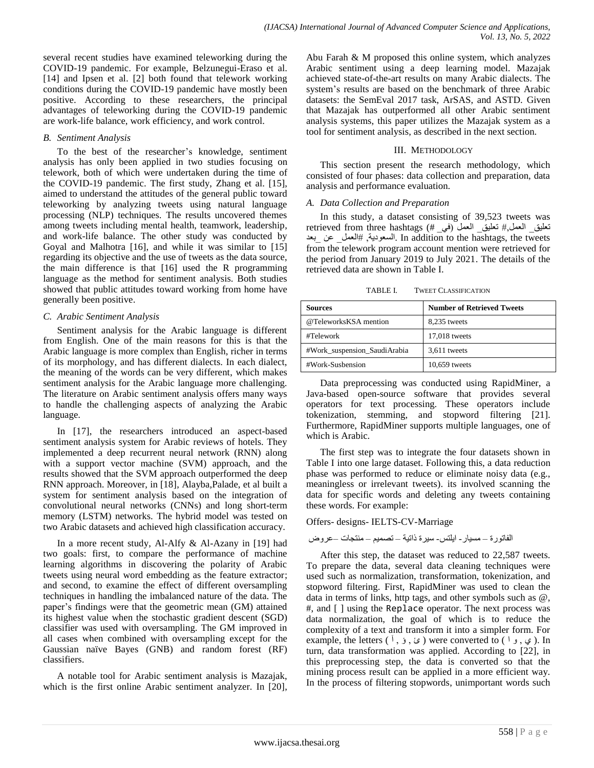several recent studies have examined teleworking during the COVID-19 pandemic. For example, Belzunegui-Eraso et al. [14] and Ipsen et al. [2] both found that telework working conditions during the COVID-19 pandemic have mostly been positive. According to these researchers, the principal advantages of teleworking during the COVID-19 pandemic are work-life balance, work efficiency, and work control.

### B. Sentiment Analysis

To the best of the researcher's knowledge, sentiment analysis has only been applied in two studies focusing on telework, both of which were undertaken during the time of the COVID-19 pandemic. The first study, Zhang et al. [15], aimed to understand the attitudes of the general public toward teleworking by analyzing tweets using natural language processing (NLP) techniques. The results uncovered themes among tweets including mental health, teamwork, leadership, and work-life balance. The other study was conducted by Goyal and Malhotra [16], and while it was similar to [15] regarding its objective and the use of tweets as the data source, the main difference is that [16] used the R programming language as the method for sentiment analysis. Both studies showed that public attitudes toward working from home have generally been positive.

### C. Arabic Sentiment Analysis

Sentiment analysis for the Arabic language is different from English. One of the main reasons for this is that the Arabic language is more complex than English, richer in terms of its morphology, and has different dialects. In each dialect, the meaning of the words can be very different, which makes sentiment analysis for the Arabic language more challenging. The literature on Arabic sentiment analysis offers many ways to handle the challenging aspects of analyzing the Arabic language.

In [17], the researchers introduced an aspect-based sentiment analysis system for Arabic reviews of hotels. They implemented a deep recurrent neural network (RNN) along with a support vector machine (SVM) approach, and the results showed that the SVM approach outperformed the deep RNN approach. Moreover, in [18], Alayba,Palade, et al built a system for sentiment analysis based on the integration of convolutional neural networks (CNNs) and long short-term memory (LSTM) networks. The hybrid model was tested on two Arabic datasets and achieved high classification accuracy.

In a more recent study, Al-Alfy & Al-Azany in [19] had two goals: first, to compare the performance of machine learning algorithms in discovering the polarity of Arabic tweets using neural word embedding as the feature extractor; and second, to examine the effect of different oversampling techniques in handling the imbalanced nature of the data. The paper's findings were that the geometric mean (GM) attained its highest value when the stochastic gradient descent (SGD) classifier was used with oversampling. The GM improved in all cases when combined with oversampling except for the Gaussian naïve Bayes (GNB) and random forest (RF) classifiers.

A notable tool for Arabic sentiment analysis is Mazajak, which is the first online Arabic sentiment analyzer. In [20], Abu Farah & M proposed this online system, which analyzes Arabic sentiment using a deep learning model. Mazajak achieved state-of-the-art results on many Arabic dialects. The system's results are based on the benchmark of three Arabic datasets: the SemEval 2017 task, ArSAS, and ASTD. Given that Mazajak has outperformed all other Arabic sentiment analysis systems, this paper utilizes the Mazajak system as a tool for sentiment analysis, as described in the next section.

## III. Methodology

This section present the research methodology, which consisted of four phases: data collection and preparation, data analysis and performance evaluation.

### A. Data Collection and Preparation

In this study, a dataset consisting of 39,523 tweets was retrieved from three hashtags (#تعليق_العمل ,#تعليق_العمل_في_السعودية ,#العمل_عن_بعد). In addition to the hashtags, the tweets from the telework program account mention were retrieved for the period from January 2019 to July 2021. The details of the retrieved data are shown in Table I.

TABLE I. Tweet Classification

| Sources | Number of Retrieved Tweets |
|---|---|
| @TeleworksKSA mention | 8,235 tweets |
| #Telework | 17,018 tweets |
| #Work_suspension_SaudiArabia | 3,611 tweets |
| #Work-Susbension | 10,659 tweets |

Data preprocessing was conducted using RapidMiner, a Java-based open-source software that provides several operators for text processing. These operators include tokenization, stemming, and stopword filtering [21]. Furthermore, RapidMiner supports multiple languages, one of which is Arabic.

The first step was to integrate the four datasets shown in Table I into one large dataset. Following this, a data reduction phase was performed to reduce or eliminate noisy data (e.g., meaningless or irrelevant tweets). its involved scanning the data for specific words and deleting any tweets containing these words. For example:

Offers- designs- IELTS-CV-Marriage

الفاتورة – مسيار- ايلتس- سيرة ذاتية – تصميم – منتجات –عروض

After this step, the dataset was reduced to 22,587 tweets. To prepare the data, several data cleaning techniques were used such as normalization, transformation, tokenization, and stopword filtering. First, RapidMiner was used to clean the data in terms of links, http tags, and other symbols such as @, #, and [ ] using the Replace operator. The next process was data normalization, the goal of which is to reduce the complexity of a text and transform it into a simpler form. For example, the letters ( أ , ؤ , ئ ) were converted to ( ا , و , ي ). In turn, data transformation was applied. According to [22], in this preprocessing step, the data is converted so that the mining process result can be applied in a more efficient way. In the process of filtering stopwords, unimportant words such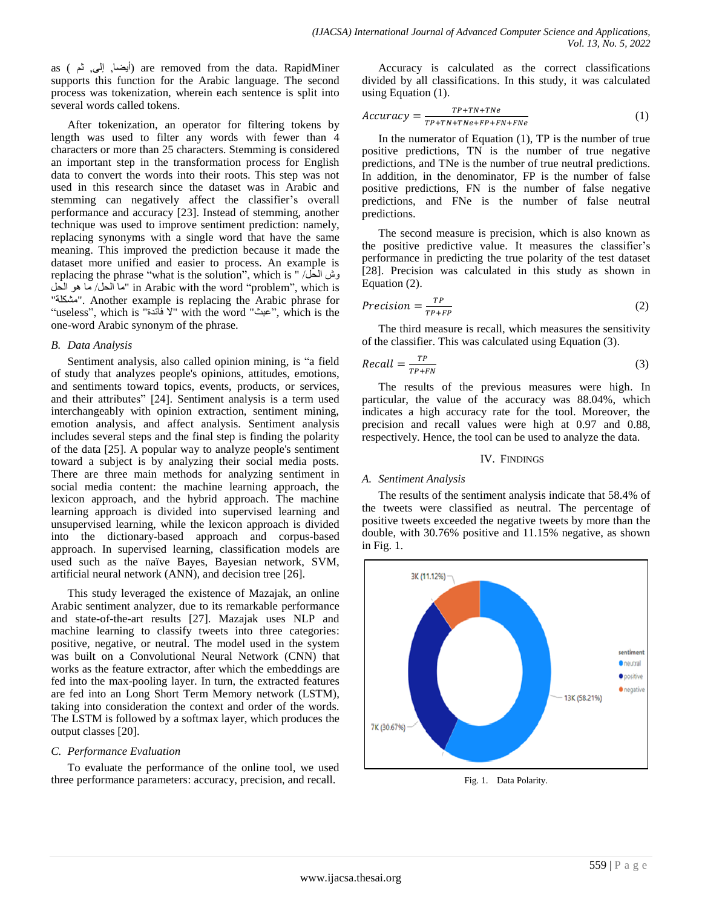as ( أيضا, إلى, ثم) are removed from the data. RapidMiner supports this function for the Arabic language. The second process was tokenization, wherein each sentence is split into several words called tokens.

After tokenization, an operator for filtering tokens by length was used to filter any words with fewer than 4 characters or more than 25 characters. Stemming is considered an important step in the transformation process for English data to convert the words into their roots. This step was not used in this research since the dataset was in Arabic and stemming can negatively affect the classifier's overall performance and accuracy [23]. Instead of stemming, another technique was used to improve sentiment prediction: namely, replacing synonyms with a single word that have the same meaning. This improved the prediction because it made the dataset more unified and easier to process. An example is replacing the phrase "what is the solution", which is " وش الحل/ ما الحل/ ما هو الحل" in Arabic with the word "problem", which is "مشكلة". Another example is replacing the Arabic phrase for "useless", which is "لا فائدة" with the word "عبث", which is the one-word Arabic synonym of the phrase.

### B. Data Analysis

Sentiment analysis, also called opinion mining, is "a field of study that analyzes people's opinions, attitudes, emotions, and sentiments toward topics, events, products, or services, and their attributes" [24]. Sentiment analysis is a term used interchangeably with opinion extraction, sentiment mining, emotion analysis, and affect analysis. Sentiment analysis includes several steps and the final step is finding the polarity of the data [25]. A popular way to analyze people's sentiment toward a subject is by analyzing their social media posts. There are three main methods for analyzing sentiment in social media content: the machine learning approach, the lexicon approach, and the hybrid approach. The machine learning approach is divided into supervised learning and unsupervised learning, while the lexicon approach is divided into the dictionary-based approach and corpus-based approach. In supervised learning, classification models are used such as the naïve Bayes, Bayesian network, SVM, artificial neural network (ANN), and decision tree [26].

This study leveraged the existence of Mazajak, an online Arabic sentiment analyzer, due to its remarkable performance and state-of-the-art results [27]. Mazajak uses NLP and machine learning to classify tweets into three categories: positive, negative, or neutral. The model used in the system was built on a Convolutional Neural Network (CNN) that works as the feature extractor, after which the embeddings are fed into the max-pooling layer. In turn, the extracted features are fed into an Long Short Term Memory network (LSTM), taking into consideration the context and order of the words. The LSTM is followed by a softmax layer, which produces the output classes [20].

### C. Performance Evaluation

To evaluate the performance of the online tool, we used three performance parameters: accuracy, precision, and recall.

Accuracy is calculated as the correct classifications divided by all classifications. In this study, it was calculated using Equation (1).

$$Accuracy = \frac{TP+TN+TNe}{TP+TN+TNe+FP+FN+FNe} \quad (1)$$

In the numerator of Equation (1), TP is the number of true positive predictions, TN is the number of true negative predictions, and TNe is the number of true neutral predictions. In addition, in the denominator, FP is the number of false positive predictions, FN is the number of false negative predictions, and FNe is the number of false neutral predictions.

The second measure is precision, which is also known as the positive predictive value. It measures the classifier's performance in predicting the true polarity of the test dataset [28]. Precision was calculated in this study as shown in Equation (2).

$$Precision = \frac{TP}{TP+FP} \quad (2)$$

The third measure is recall, which measures the sensitivity of the classifier. This was calculated using Equation (3).

$$Recall = \frac{TP}{TP+FN} \quad (3)$$

The results of the previous measures were high. In particular, the value of the accuracy was 88.04%, which indicates a high accuracy rate for the tool. Moreover, the precision and recall values were high at 0.97 and 0.88, respectively. Hence, the tool can be used to analyze the data.

## IV. Findings

### A. Sentiment Analysis

The results of the sentiment analysis indicate that 58.4% of the tweets were classified as neutral. The percentage of positive tweets exceeded the negative tweets by more than the double, with 30.76% positive and 11.15% negative, as shown in Fig. 1.

Fig. 1. Data Polarity.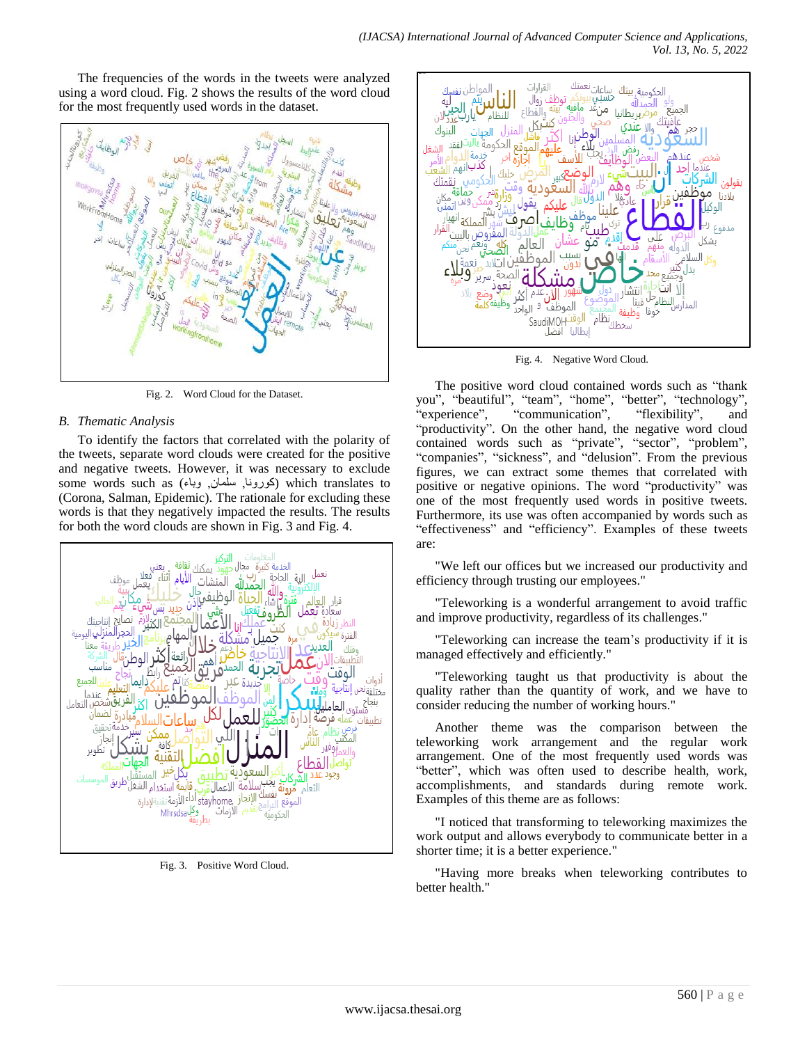The frequencies of the words in the tweets were analyzed using a word cloud. Fig. 2 shows the results of the word cloud for the most frequently used words in the dataset.

Fig. 2. Word Cloud for the Dataset.

### B. Thematic Analysis

To identify the factors that correlated with the polarity of the tweets, separate word clouds were created for the positive and negative tweets. However, it was necessary to exclude some words such as (كورونا, سلمان, وباء) which translates to (Corona, Salman, Epidemic). The rationale for excluding these words is that they negatively impacted the results. The results for both the word clouds are shown in Fig. 3 and Fig. 4.

Fig. 3. Positive Word Cloud.

Fig. 4. Negative Word Cloud.

The positive word cloud contained words such as "thank you", "beautiful", "team", "home", "better", "technology", "experience", "communication", "flexibility", and "productivity". On the other hand, the negative word cloud contained words such as "private", "sector", "problem", "companies", "sickness", and "delusion". From the previous figures, we can extract some themes that correlated with positive or negative opinions. The word "productivity" was one of the most frequently used words in positive tweets. Furthermore, its use was often accompanied by words such as "effectiveness" and "efficiency". Examples of these tweets are:

"We left our offices but we increased our productivity and efficiency through trusting our employees."

"Teleworking is a wonderful arrangement to avoid traffic and improve productivity, regardless of its challenges."

"Teleworking can increase the team's productivity if it is managed effectively and efficiently."

"Teleworking taught us that productivity is about the quality rather than the quantity of work, and we have to consider reducing the number of working hours."

Another theme was the comparison between the teleworking work arrangement and the regular work arrangement. One of the most frequently used words was "better", which was often used to describe health, work, accomplishments, and standards during remote work. Examples of this theme are as follows:

"I noticed that transforming to teleworking maximizes the work output and allows everybody to communicate better in a shorter time; it is a better experience."

"Having more breaks when teleworking contributes to better health."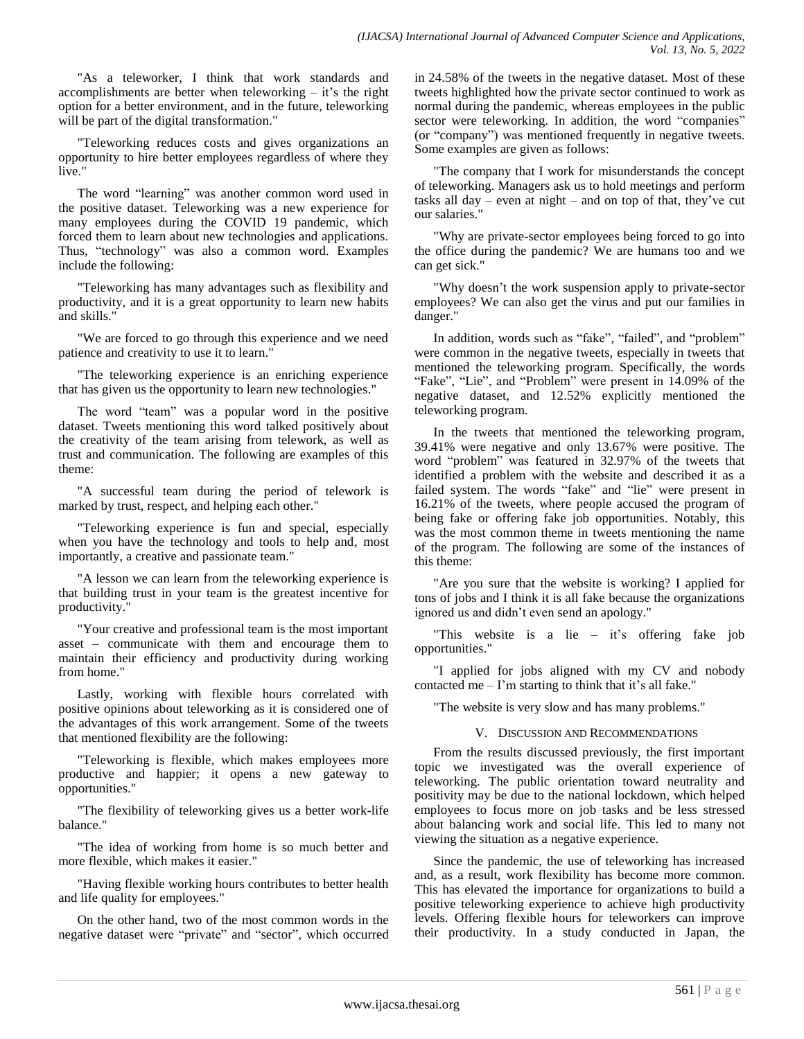"As a teleworker, I think that work standards and accomplishments are better when teleworking – it's the right option for a better environment, and in the future, teleworking will be part of the digital transformation."

"Teleworking reduces costs and gives organizations an opportunity to hire better employees regardless of where they live."

The word "learning" was another common word used in the positive dataset. Teleworking was a new experience for many employees during the COVID 19 pandemic, which forced them to learn about new technologies and applications. Thus, "technology" was also a common word. Examples include the following:

"Teleworking has many advantages such as flexibility and productivity, and it is a great opportunity to learn new habits and skills."

"We are forced to go through this experience and we need patience and creativity to use it to learn."

"The teleworking experience is an enriching experience that has given us the opportunity to learn new technologies."

The word "team" was a popular word in the positive dataset. Tweets mentioning this word talked positively about the creativity of the team arising from telework, as well as trust and communication. The following are examples of this theme:

"A successful team during the period of telework is marked by trust, respect, and helping each other."

"Teleworking experience is fun and special, especially when you have the technology and tools to help and, most importantly, a creative and passionate team."

"A lesson we can learn from the teleworking experience is that building trust in your team is the greatest incentive for productivity."

"Your creative and professional team is the most important asset – communicate with them and encourage them to maintain their efficiency and productivity during working from home."

Lastly, working with flexible hours correlated with positive opinions about teleworking as it is considered one of the advantages of this work arrangement. Some of the tweets that mentioned flexibility are the following:

"Teleworking is flexible, which makes employees more productive and happier; it opens a new gateway to opportunities."

"The flexibility of teleworking gives us a better work-life balance."

"The idea of working from home is so much better and more flexible, which makes it easier."

"Having flexible working hours contributes to better health and life quality for employees."

On the other hand, two of the most common words in the negative dataset were "private" and "sector", which occurred in 24.58% of the tweets in the negative dataset. Most of these tweets highlighted how the private sector continued to work as normal during the pandemic, whereas employees in the public sector were teleworking. In addition, the word "companies" (or "company") was mentioned frequently in negative tweets. Some examples are given as follows:

"The company that I work for misunderstands the concept of teleworking. Managers ask us to hold meetings and perform tasks all day – even at night – and on top of that, they've cut our salaries."

"Why are private-sector employees being forced to go into the office during the pandemic? We are humans too and we can get sick."

"Why doesn't the work suspension apply to private-sector employees? We can also get the virus and put our families in danger."

In addition, words such as "fake", "failed", and "problem" were common in the negative tweets, especially in tweets that mentioned the teleworking program. Specifically, the words "Fake", "Lie", and "Problem" were present in 14.09% of the negative dataset, and 12.52% explicitly mentioned the teleworking program.

In the tweets that mentioned the teleworking program, 39.41% were negative and only 13.67% were positive. The word "problem" was featured in 32.97% of the tweets that identified a problem with the website and described it as a failed system. The words "fake" and "lie" were present in 16.21% of the tweets, where people accused the program of being fake or offering fake job opportunities. Notably, this was the most common theme in tweets mentioning the name of the program. The following are some of the instances of this theme:

"Are you sure that the website is working? I applied for tons of jobs and I think it is all fake because the organizations ignored us and didn't even send an apology."

"This website is a lie – it's offering fake job opportunities."

"I applied for jobs aligned with my CV and nobody contacted me – I'm starting to think that it's all fake."

"The website is very slow and has many problems."

## V. Discussion and Recommendations

From the results discussed previously, the first important topic we investigated was the overall experience of teleworking. The public orientation toward neutrality and positivity may be due to the national lockdown, which helped employees to focus more on job tasks and be less stressed about balancing work and social life. This led to many not viewing the situation as a negative experience.

Since the pandemic, the use of teleworking has increased and, as a result, work flexibility has become more common. This has elevated the importance for organizations to build a positive teleworking experience to achieve high productivity levels. Offering flexible hours for teleworkers can improve their productivity. In a study conducted in Japan, the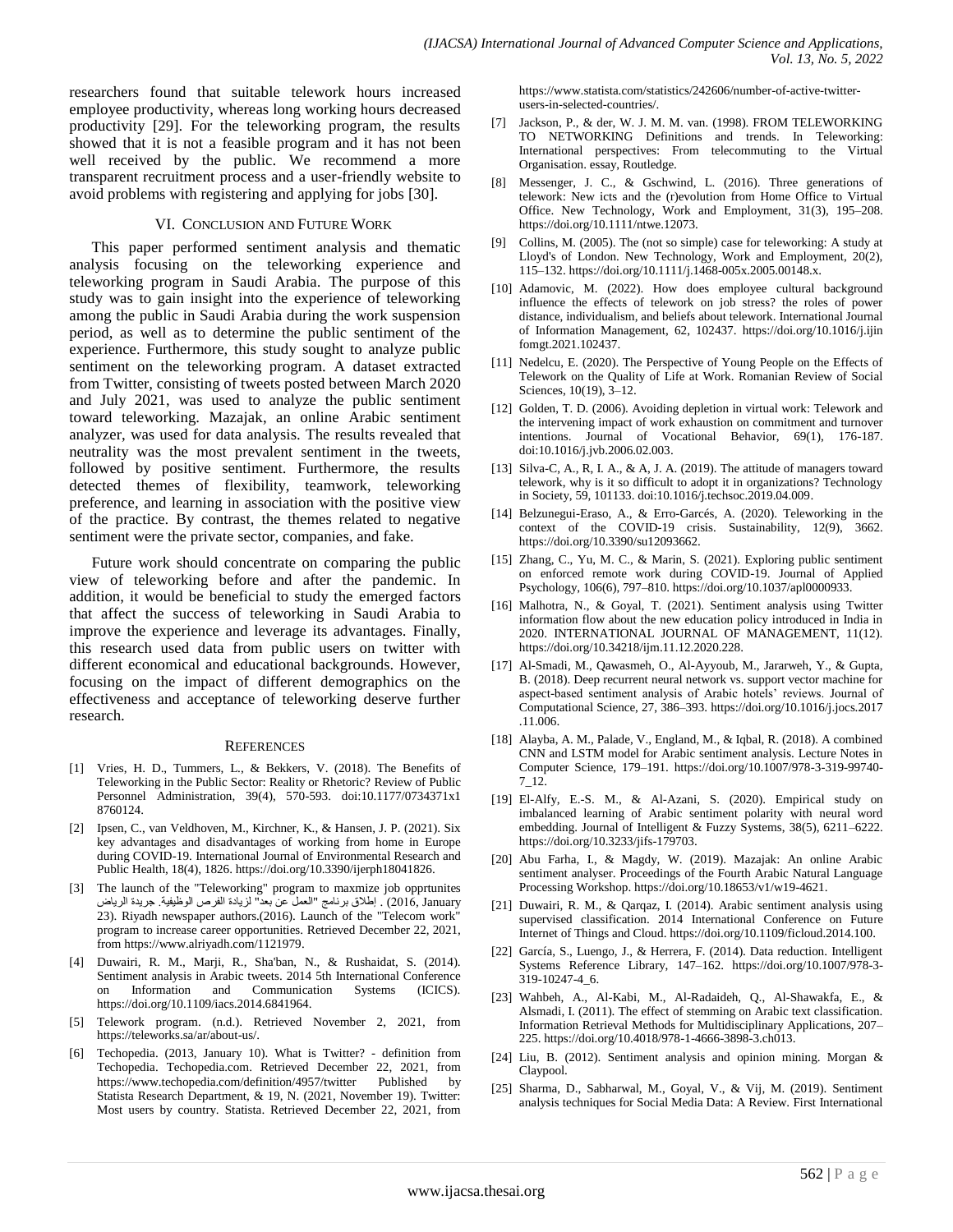researchers found that suitable telework hours increased employee productivity, whereas long working hours decreased productivity [29]. For the teleworking program, the results showed that it is not a feasible program and it has not been well received by the public. We recommend a more transparent recruitment process and a user-friendly website to avoid problems with registering and applying for jobs [30].

## VI. Conclusion and Future Work

This paper performed sentiment analysis and thematic analysis focusing on the teleworking experience and teleworking program in Saudi Arabia. The purpose of this study was to gain insight into the experience of teleworking among the public in Saudi Arabia during the work suspension period, as well as to determine the public sentiment of the experience. Furthermore, this study sought to analyze public sentiment on the teleworking program. A dataset extracted from Twitter, consisting of tweets posted between March 2020 and July 2021, was used to analyze the public sentiment toward teleworking. Mazajak, an online Arabic sentiment analyzer, was used for data analysis. The results revealed that neutrality was the most prevalent sentiment in the tweets, followed by positive sentiment. Furthermore, the results detected themes of flexibility, teamwork, teleworking preference, and learning in association with the positive view of the practice. By contrast, the themes related to negative sentiment were the private sector, companies, and fake.

Future work should concentrate on comparing the public view of teleworking before and after the pandemic. In addition, it would be beneficial to study the emerged factors that affect the success of teleworking in Saudi Arabia to improve the experience and leverage its advantages. Finally, this research used data from public users on twitter with different economical and educational backgrounds. However, focusing on the impact of different demographics on the effectiveness and acceptance of teleworking deserve further research.

## References

[1] Vries, H. D., Tummers, L., & Bekkers, V. (2018). The Benefits of Teleworking in the Public Sector: Reality or Rhetoric? Review of Public Personnel Administration, 39(4), 570-593. doi:10.1177/0734371x18760124.

[2] Ipsen, C., van Veldhoven, M., Kirchner, K., & Hansen, J. P. (2021). Six key advantages and disadvantages of working from home in Europe during COVID-19. International Journal of Environmental Research and Public Health, 18(4), 1826. https://doi.org/10.3390/ijerph18041826.

[3] The launch of the "Teleworking" program to maxmize job opprtunites (2016, January 23). إطلاق برنامج "العمل عن بعد" لزيادة الفرص الوظيفية. جريدة الرياض. Riyadh newspaper authors.(2016). Launch of the "Telecom work" program to increase career opportunities. Retrieved December 22, 2021, from https://www.alriyadh.com/1121979.

[4] Duwairi, R. M., Marji, R., Sha'ban, N., & Rushaidat, S. (2014). Sentiment analysis in Arabic tweets. 2014 5th International Conference on Information and Communication Systems (ICICS). https://doi.org/10.1109/iacs.2014.6841964.

[5] Telework program. (n.d.). Retrieved November 2, 2021, from https://teleworks.sa/ar/about-us/.

[6] Techopedia. (2013, January 10). What is Twitter? - definition from Techopedia. Techopedia.com. Retrieved December 22, 2021, from https://www.techopedia.com/definition/4957/twitter Published by Statista Research Department, & 19, N. (2021, November 19). Twitter: Most users by country. Statista. Retrieved December 22, 2021, from https://www.statista.com/statistics/242606/number-of-active-twitter-users-in-selected-countries/.

[7] Jackson, P., & der, W. J. M. van. (1998). FROM TELEWORKING TO NETWORKING Definitions and trends. In Teleworking: International perspectives: From telecommuting to the Virtual Organisation. essay, Routledge.

[8] Messenger, J. C., & Gschwind, L. (2016). Three generations of telework: New icts and the (r)evolution from Home Office to Virtual Office. New Technology, Work and Employment, 31(3), 195–208. https://doi.org/10.1111/ntwe.12073.

[9] Collins, M. (2005). The (not so simple) case for teleworking: A study at Lloyd's of London. New Technology, Work and Employment, 20(2), 115–132. https://doi.org/10.1111/j.1468-005x.2005.00148.x.

[10] Adamovic, M. (2022). How does employee cultural background influence the effects of telework on job stress? the roles of power distance, individualism, and beliefs about telework. International Journal of Information Management, 62, 102437. https://doi.org/10.1016/j.ijinfomgt.2021.102437.

[11] Nedelcu, E. (2020). The Perspective of Young People on the Effects of Telework on the Quality of Life at Work. Romanian Review of Social Sciences, 10(19), 3–12.

[12] Golden, T. D. (2006). Avoiding depletion in virtual work: Telework and the intervening impact of work exhaustion on commitment and turnover intentions. Journal of Vocational Behavior, 69(1), 176-187. doi:10.1016/j.jvb.2006.02.003.

[13] Silva-C, A., R, I. A., & A, J. A. (2019). The attitude of managers toward telework, why is it so difficult to adopt it in organizations? Technology in Society, 59, 101133. doi:10.1016/j.techsoc.2019.04.009.

[14] Belzunegui-Eraso, A., & Erro-Garcés, A. (2020). Teleworking in the context of the COVID-19 crisis. Sustainability, 12(9), 3662. https://doi.org/10.3390/su12093662.

[15] Zhang, C., Yu, M. C., & Marin, S. (2021). Exploring public sentiment on enforced remote work during COVID-19. Journal of Applied Psychology, 106(6), 797–810. https://doi.org/10.1037/apl0000933.

[16] Malhotra, N., & Goyal, T. (2021). Sentiment analysis using Twitter information flow about the new education policy introduced in India in 2020. INTERNATIONAL JOURNAL OF MANAGEMENT, 11(12). https://doi.org/10.34218/ijm.11.12.2020.228.

[17] Al-Smadi, M., Qawasmeh, O., Al-Ayyoub, M., Jararweh, Y., & Gupta, B. (2018). Deep recurrent neural network vs. support vector machine for aspect-based sentiment analysis of Arabic hotels' reviews. Journal of Computational Science, 27, 386–393. https://doi.org/10.1016/j.jocs.2017.11.006.

[18] Alayba, A. M., Palade, V., England, M., & Iqbal, R. (2018). A combined CNN and LSTM model for Arabic sentiment analysis. Lecture Notes in Computer Science, 179–191. https://doi.org/10.1007/978-3-319-99740-7_12.

[19] El-Alfy, E.-S. M., & Al-Azani, S. (2020). Empirical study on imbalanced learning of Arabic sentiment polarity with neural word embedding. Journal of Intelligent & Fuzzy Systems, 38(5), 6211–6222. https://doi.org/10.3233/jifs-179703.

[20] Abu Farha, I., & Magdy, W. (2019). Mazajak: An online Arabic sentiment analyser. Proceedings of the Fourth Arabic Natural Language Processing Workshop. https://doi.org/10.18653/v1/w19-4621.

[21] Duwairi, R. M., & Qarqaz, I. (2014). Arabic sentiment analysis using supervised classification. 2014 International Conference on Future Internet of Things and Cloud. https://doi.org/10.1109/ficloud.2014.100.

[22] García, S., Luengo, J., & Herrera, F. (2014). Data reduction. Intelligent Systems Reference Library, 147–162. https://doi.org/10.1007/978-3-319-10247-4_6.

[23] Wahbeh, A., Al-Kabi, M., Al-Radaideh, Q., Al-Shawakfa, E., & Alsmadi, I. (2011). The effect of stemming on Arabic text classification. Information Retrieval Methods for Multidisciplinary Applications, 207–225. https://doi.org/10.4018/978-1-4666-3898-3.ch013.

[24] Liu, B. (2012). Sentiment analysis and opinion mining. Morgan & Claypool.

[25] Sharma, D., Sabharwal, M., Goyal, V., & Vij, M. (2019). Sentiment analysis techniques for Social Media Data: A Review. First International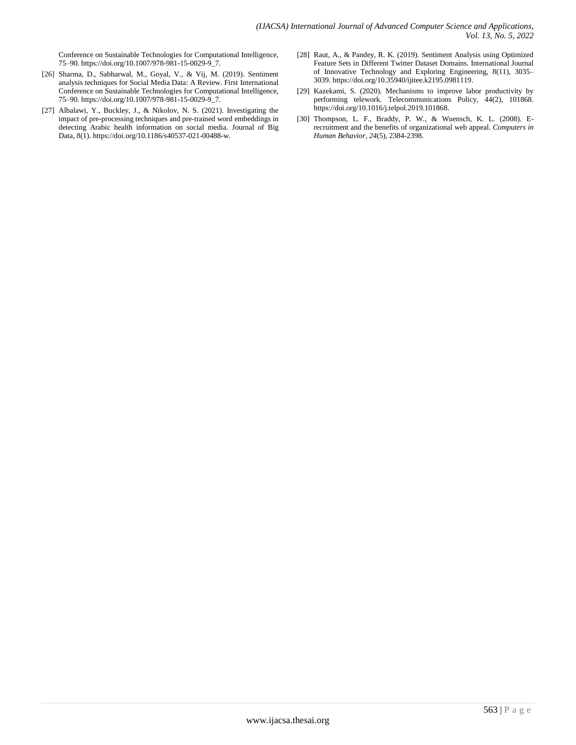Conference on Sustainable Technologies for Computational Intelligence, 75–90. https://doi.org/10.1007/978-981-15-0029-9_7.

[26] Sharma, D., Sabharwal, M., Goyal, V., & Vij, M. (2019). Sentiment analysis techniques for Social Media Data: A Review. First International Conference on Sustainable Technologies for Computational Intelligence, 75–90. https://doi.org/10.1007/978-981-15-0029-9_7.

[27] Albalawi, Y., Buckley, J., & Nikolov, N. S. (2021). Investigating the impact of pre-processing techniques and pre-trained word embeddings in detecting Arabic health information on social media. Journal of Big Data, 8(1). https://doi.org/10.1186/s40537-021-00488-w.

[28] Raut, A., & Pandey, R. K. (2019). Sentiment Analysis using Optimized Feature Sets in Different Twitter Dataset Domains. International Journal of Innovative Technology and Exploring Engineering, 8(11), 3035–3039. https://doi.org/10.35940/ijitee.k2195.0981119.

[29] Kazekami, S. (2020). Mechanisms to improve labor productivity by performing telework. Telecommunications Policy, 44(2), 101868. https://doi.org/10.1016/j.telpol.2019.101868.

[30] Thompson, L. F., Braddy, P. W., & Wuensch, K. L. (2008). E-recruitment and the benefits of organizational web appeal. *Computers in Human Behavior*, *24*(5), 2384-2398.